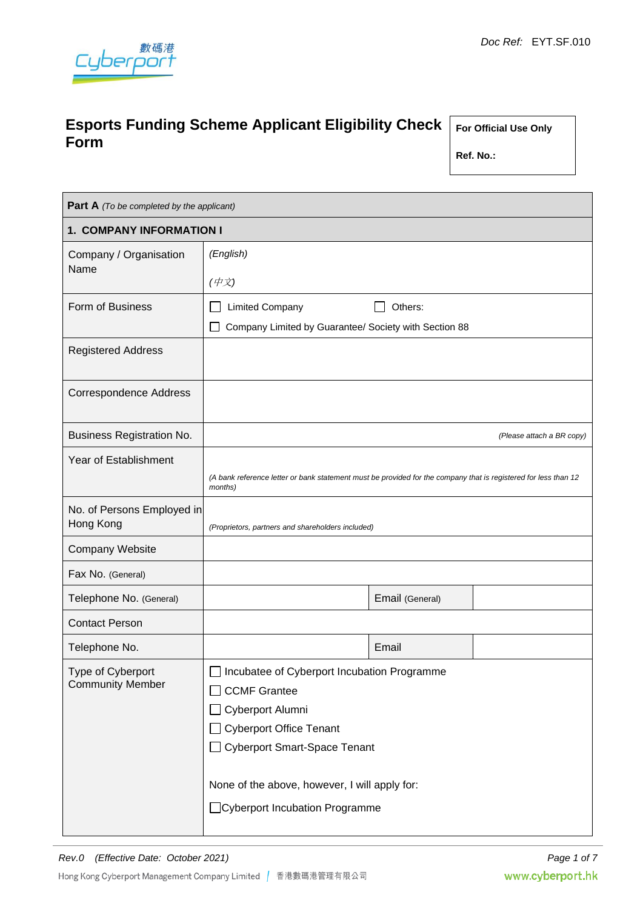Doc Ref: EYT.SF.010

# Esports Funding Scheme Applicant Eligibility Check Form

| For Official Use Only |
|---|
| Ref. No.: |

**Part A** *(To be completed by the applicant)*

## 1. COMPANY INFORMATION I

| | | | |
|---|---|---|---|
| Company / Organisation Name | *(English)*<br><br>*(中文)* | | |
| Form of Business | ☐ Limited Company ☐ Others:<br>☐ Company Limited by Guarantee/ Society with Section 88 | | |
| Registered Address | | | |
| Correspondence Address | | | |
| Business Registration No. | *(Please attach a BR copy)* | | |
| Year of Establishment | *(A bank reference letter or bank statement must be provided for the company that is registered for less than 12 months)* | | |
| No. of Persons Employed in Hong Kong | *(Proprietors, partners and shareholders included)* | | |
| Company Website | | | |
| Fax No. (General) | | | |
| Telephone No. (General) | | Email (General) | |
| Contact Person | | | |
| Telephone No. | | Email | |
| Type of Cyberport Community Member | ☐ Incubatee of Cyberport Incubation Programme<br>☐ CCMF Grantee<br>☐ Cyberport Alumni<br>☐ Cyberport Office Tenant<br>☐ Cyberport Smart-Space Tenant<br><br>None of the above, however, I will apply for:<br>☐ Cyberport Incubation Programme | | |

Rev.0 (Effective Date: October 2021)

Hong Kong Cyberport Management Company Limited | 香港數碼港管理有限公司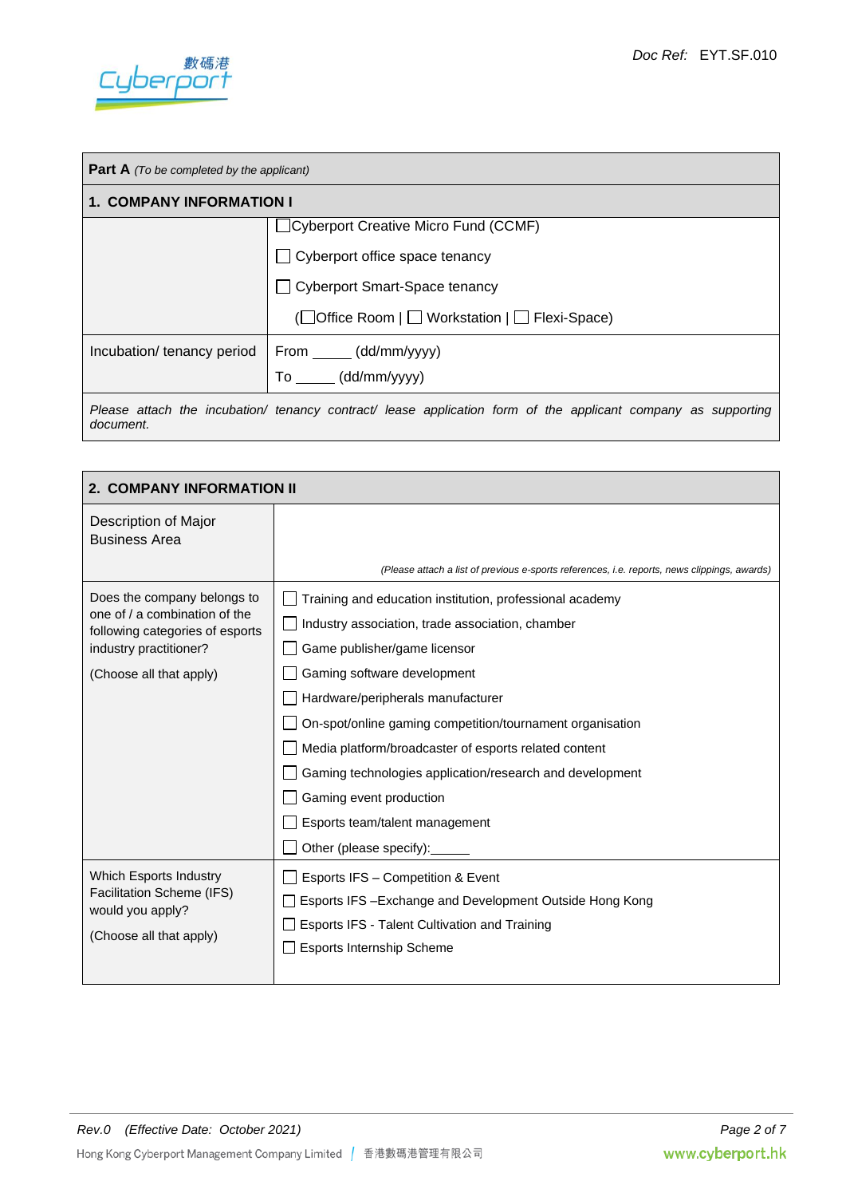**Part A** *(To be completed by the applicant)*

## 1. COMPANY INFORMATION I

| | |
|---|---|
| | ☐ Cyberport Creative Micro Fund (CCMF)<br>☐ Cyberport office space tenancy<br>☐ Cyberport Smart-Space tenancy<br>(☐ Office Room \| ☐ Workstation \| ☐ Flexi-Space) |
| Incubation/ tenancy period | From _____ (dd/mm/yyyy)<br>To _____ (dd/mm/yyyy) |

*Please attach the incubation/ tenancy contract/ lease application form of the applicant company as supporting document.*

## 2. COMPANY INFORMATION II

| | |
|---|---|
| Description of Major Business Area | *(Please attach a list of previous e-sports references, i.e. reports, news clippings, awards)* |
| Does the company belongs to one of / a combination of the following categories of esports industry practitioner?<br><br>(Choose all that apply) | ☐ Training and education institution, professional academy<br>☐ Industry association, trade association, chamber<br>☐ Game publisher/game licensor<br>☐ Gaming software development<br>☐ Hardware/peripherals manufacturer<br>☐ On-spot/online gaming competition/tournament organisation<br>☐ Media platform/broadcaster of esports related content<br>☐ Gaming technologies application/research and development<br>☐ Gaming event production<br>☐ Esports team/talent management<br>☐ Other (please specify):_____ |
| Which Esports Industry Facilitation Scheme (IFS) would you apply?<br><br>(Choose all that apply) | ☐ Esports IFS – Competition & Event<br>☐ Esports IFS –Exchange and Development Outside Hong Kong<br>☐ Esports IFS - Talent Cultivation and Training<br>☐ Esports Internship Scheme |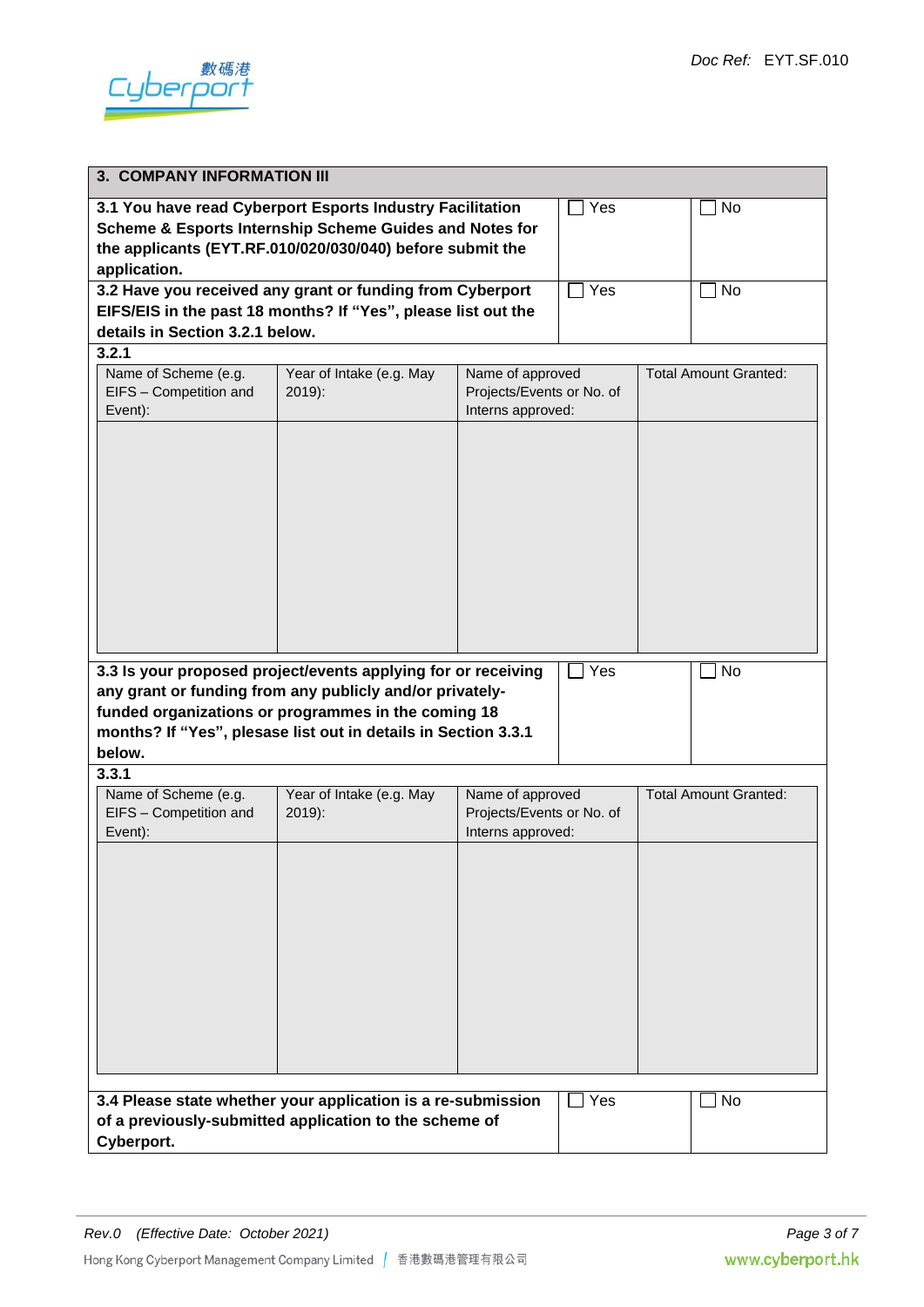## 3. COMPANY INFORMATION III

| | | |
|---|---|---|
| **3.1 You have read Cyberport Esports Industry Facilitation Scheme & Esports Internship Scheme Guides and Notes for the applicants (EYT.RF.010/020/030/040) before submit the application.** | ☐ Yes | ☐ No |
| **3.2 Have you received any grant or funding from Cyberport EIFS/EIS in the past 18 months? If "Yes", please list out the details in Section 3.2.1 below.** | ☐ Yes | ☐ No |

**3.2.1**

| Name of Scheme (e.g. EIFS – Competition and Event): | Year of Intake (e.g. May 2019): | Name of approved Projects/Events or No. of Interns approved: | Total Amount Granted: |
|---|---|---|---|
| | | | |

| | | |
|---|---|---|
| **3.3 Is your proposed project/events applying for or receiving any grant or funding from any publicly and/or privately-funded organizations or programmes in the coming 18 months? If "Yes", please list out in details in Section 3.3.1 below.** | ☐ Yes | ☐ No |

**3.3.1**

| Name of Scheme (e.g. EIFS – Competition and Event): | Year of Intake (e.g. May 2019): | Name of approved Projects/Events or No. of Interns approved: | Total Amount Granted: |
|---|---|---|---|
| | | | |

| | | |
|---|---|---|
| **3.4 Please state whether your application is a re-submission of a previously-submitted application to the scheme of Cyberport.** | ☐ Yes | ☐ No |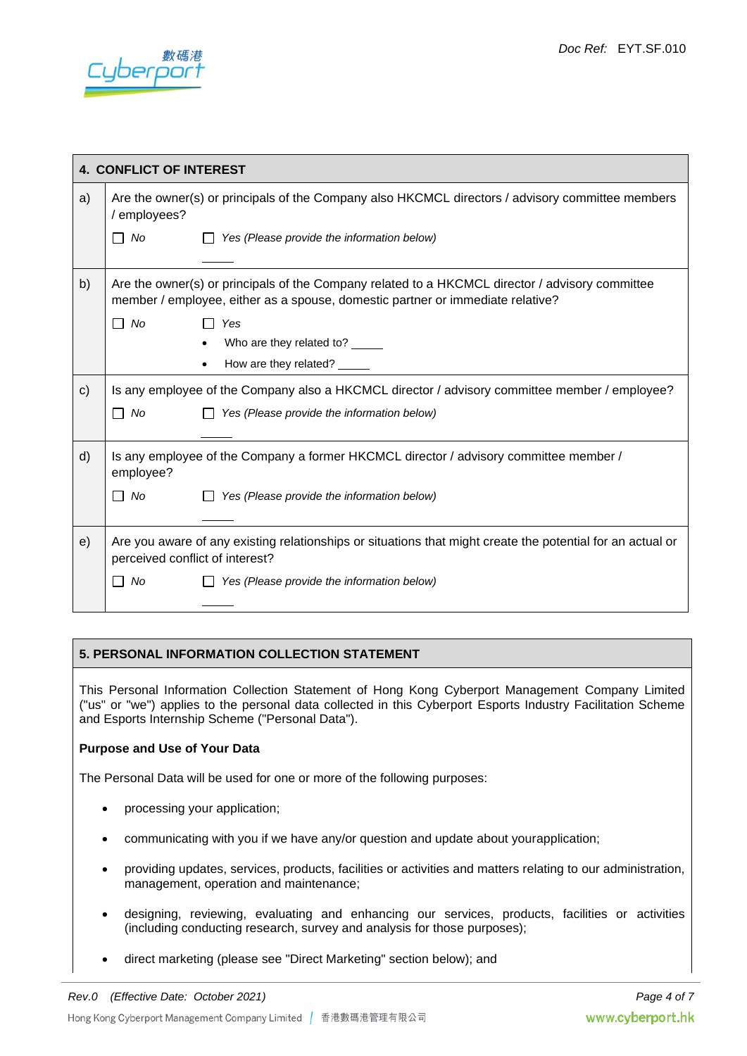| 4. CONFLICT OF INTEREST | |
|---|---|
| a) | Are the owner(s) or principals of the Company also HKCMCL directors / advisory committee members / employees?<br>☐ *No* ☐ *Yes (Please provide the information below)*<br>\_\_\_\_\_ |
| b) | Are the owner(s) or principals of the Company related to a HKCMCL director / advisory committee member / employee, either as a spouse, domestic partner or immediate relative?<br>☐ *No* ☐ *Yes*<br>• Who are they related to? \_\_\_\_\_<br>• How are they related? \_\_\_\_\_ |
| c) | Is any employee of the Company also a HKCMCL director / advisory committee member / employee?<br>☐ *No* ☐ *Yes (Please provide the information below)*<br>\_\_\_\_\_ |
| d) | Is any employee of the Company a former HKCMCL director / advisory committee member / employee?<br>☐ *No* ☐ *Yes (Please provide the information below)*<br>\_\_\_\_\_ |
| e) | Are you aware of any existing relationships or situations that might create the potential for an actual or perceived conflict of interest?<br>☐ *No* ☐ *Yes (Please provide the information below)*<br>\_\_\_\_\_ |

## 5. PERSONAL INFORMATION COLLECTION STATEMENT

This Personal Information Collection Statement of Hong Kong Cyberport Management Company Limited ("us" or "we") applies to the personal data collected in this Cyberport Esports Industry Facilitation Scheme and Esports Internship Scheme ("Personal Data").

**Purpose and Use of Your Data**

The Personal Data will be used for one or more of the following purposes:

- processing your application;
- communicating with you if we have any/or question and update about yourapplication;
- providing updates, services, products, facilities or activities and matters relating to our administration, management, operation and maintenance;
- designing, reviewing, evaluating and enhancing our services, products, facilities or activities (including conducting research, survey and analysis for those purposes);
- direct marketing (please see "Direct Marketing" section below); and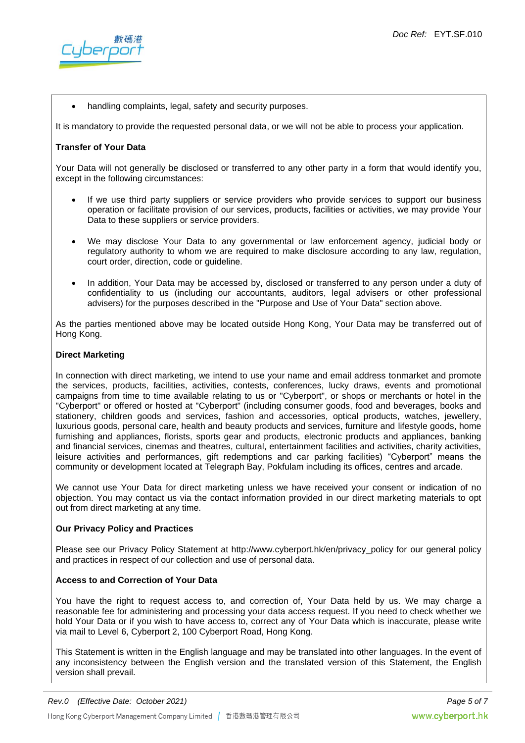- handling complaints, legal, safety and security purposes.

It is mandatory to provide the requested personal data, or we will not be able to process your application.

**Transfer of Your Data**

Your Data will not generally be disclosed or transferred to any other party in a form that would identify you, except in the following circumstances:

- If we use third party suppliers or service providers who provide services to support our business operation or facilitate provision of our services, products, facilities or activities, we may provide Your Data to these suppliers or service providers.

- We may disclose Your Data to any governmental or law enforcement agency, judicial body or regulatory authority to whom we are required to make disclosure according to any law, regulation, court order, direction, code or guideline.

- In addition, Your Data may be accessed by, disclosed or transferred to any person under a duty of confidentiality to us (including our accountants, auditors, legal advisers or other professional advisers) for the purposes described in the "Purpose and Use of Your Data" section above.

As the parties mentioned above may be located outside Hong Kong, Your Data may be transferred out of Hong Kong.

**Direct Marketing**

In connection with direct marketing, we intend to use your name and email address tonmarket and promote the services, products, facilities, activities, contests, conferences, lucky draws, events and promotional campaigns from time to time available relating to us or "Cyberport", or shops or merchants or hotel in the "Cyberport" or offered or hosted at "Cyberport" (including consumer goods, food and beverages, books and stationery, children goods and services, fashion and accessories, optical products, watches, jewellery, luxurious goods, personal care, health and beauty products and services, furniture and lifestyle goods, home furnishing and appliances, florists, sports gear and products, electronic products and appliances, banking and financial services, cinemas and theatres, cultural, entertainment facilities and activities, charity activities, leisure activities and performances, gift redemptions and car parking facilities) "Cyberport" means the community or development located at Telegraph Bay, Pokfulam including its offices, centres and arcade.

We cannot use Your Data for direct marketing unless we have received your consent or indication of no objection. You may contact us via the contact information provided in our direct marketing materials to opt out from direct marketing at any time.

**Our Privacy Policy and Practices**

Please see our Privacy Policy Statement at http://www.cyberport.hk/en/privacy_policy for our general policy and practices in respect of our collection and use of personal data.

**Access to and Correction of Your Data**

You have the right to request access to, and correction of, Your Data held by us. We may charge a reasonable fee for administering and processing your data access request. If you need to check whether we hold Your Data or if you wish to have access to, correct any of Your Data which is inaccurate, please write via mail to Level 6, Cyberport 2, 100 Cyberport Road, Hong Kong.

This Statement is written in the English language and may be translated into other languages. In the event of any inconsistency between the English version and the translated version of this Statement, the English version shall prevail.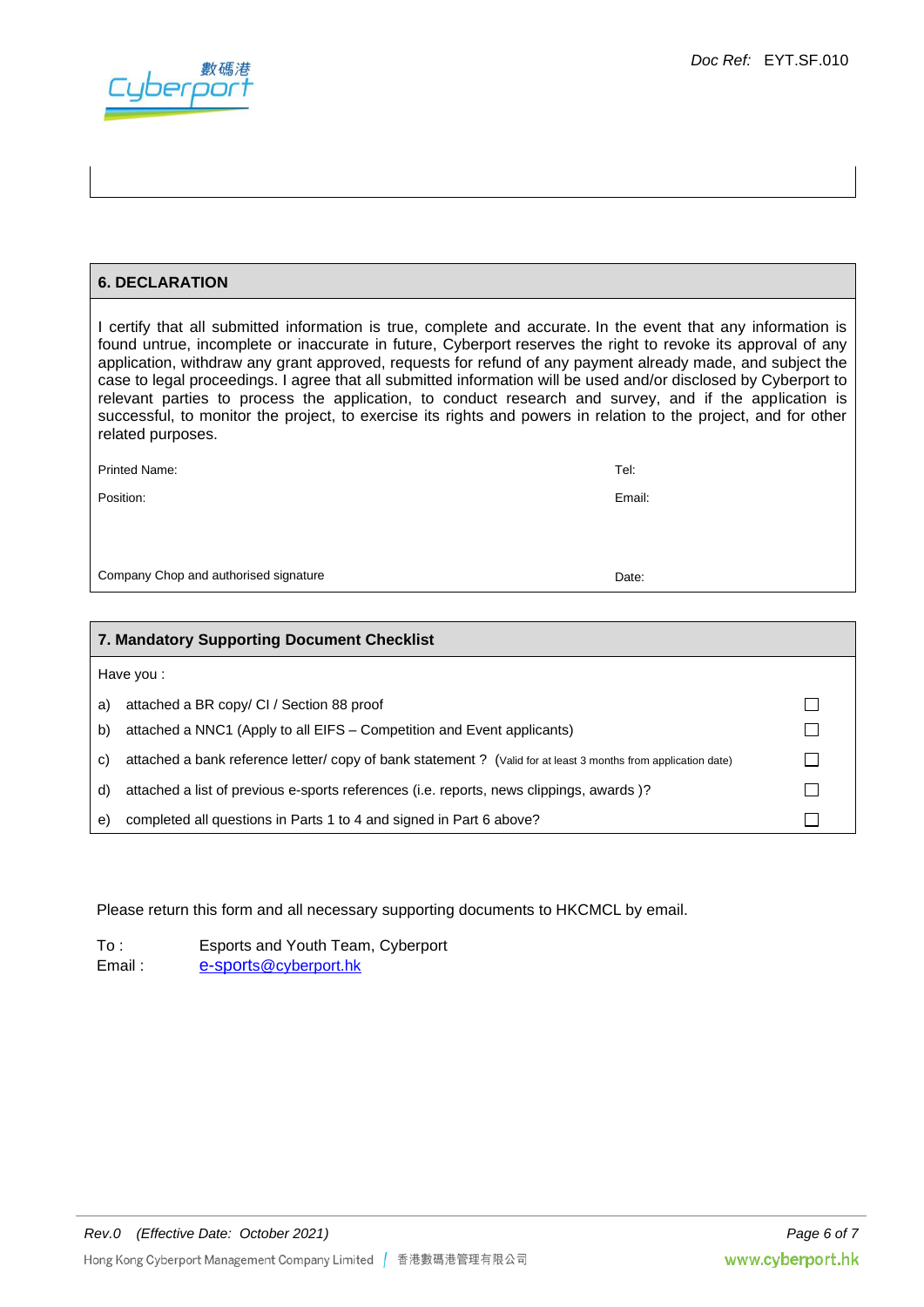## 6. DECLARATION

I certify that all submitted information is true, complete and accurate. In the event that any information is found untrue, incomplete or inaccurate in future, Cyberport reserves the right to revoke its approval of any application, withdraw any grant approved, requests for refund of any payment already made, and subject the case to legal proceedings. I agree that all submitted information will be used and/or disclosed by Cyberport to relevant parties to process the application, to conduct research and survey, and if the application is successful, to monitor the project, to exercise its rights and powers in relation to the project, and for other related purposes.

| | |
|---|---|
| Printed Name: | Tel: |
| Position: | Email: |
| Company Chop and authorised signature | Date: |

## 7. Mandatory Supporting Document Checklist

Have you :

| | | |
|---|---|---|
| a) | attached a BR copy/ CI / Section 88 proof | ☐ |
| b) | attached a NNC1 (Apply to all EIFS – Competition and Event applicants) | ☐ |
| c) | attached a bank reference letter/ copy of bank statement ? (Valid for at least 3 months from application date) | ☐ |
| d) | attached a list of previous e-sports references (i.e. reports, news clippings, awards )? | ☐ |
| e) | completed all questions in Parts 1 to 4 and signed in Part 6 above? | ☐ |

Please return this form and all necessary supporting documents to HKCMCL by email.

To : Esports and Youth Team, Cyberport
Email : e-sports@cyberport.hk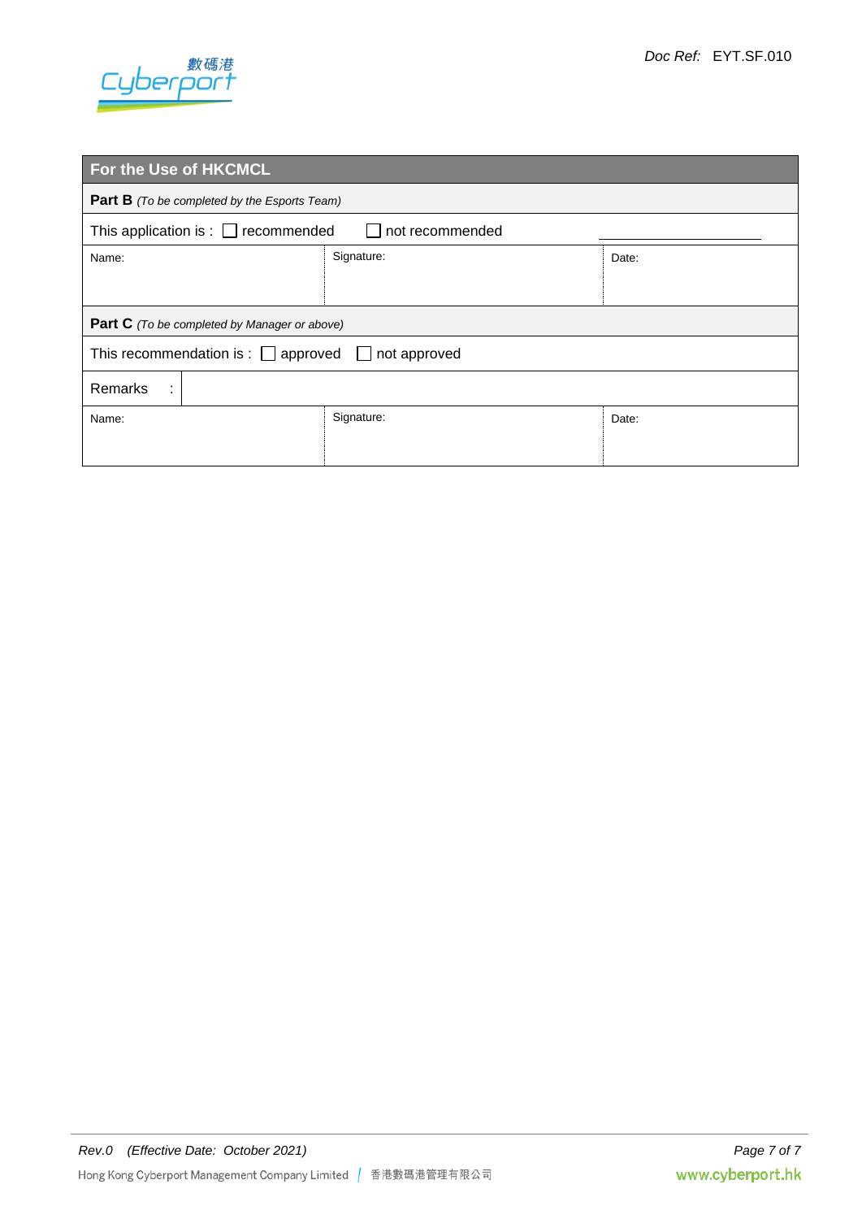## For the Use of HKCMCL

| | | |
|---|---|---|
| **Part B** *(To be completed by the Esports Team)* | | |
| This application is : ☐ recommended ☐ not recommended | | |
| Name: | Signature: | Date: |
| **Part C** *(To be completed by Manager or above)* | | |
| This recommendation is : ☐ approved ☐ not approved | | |
| Remarks : | | |
| Name: | Signature: | Date: |